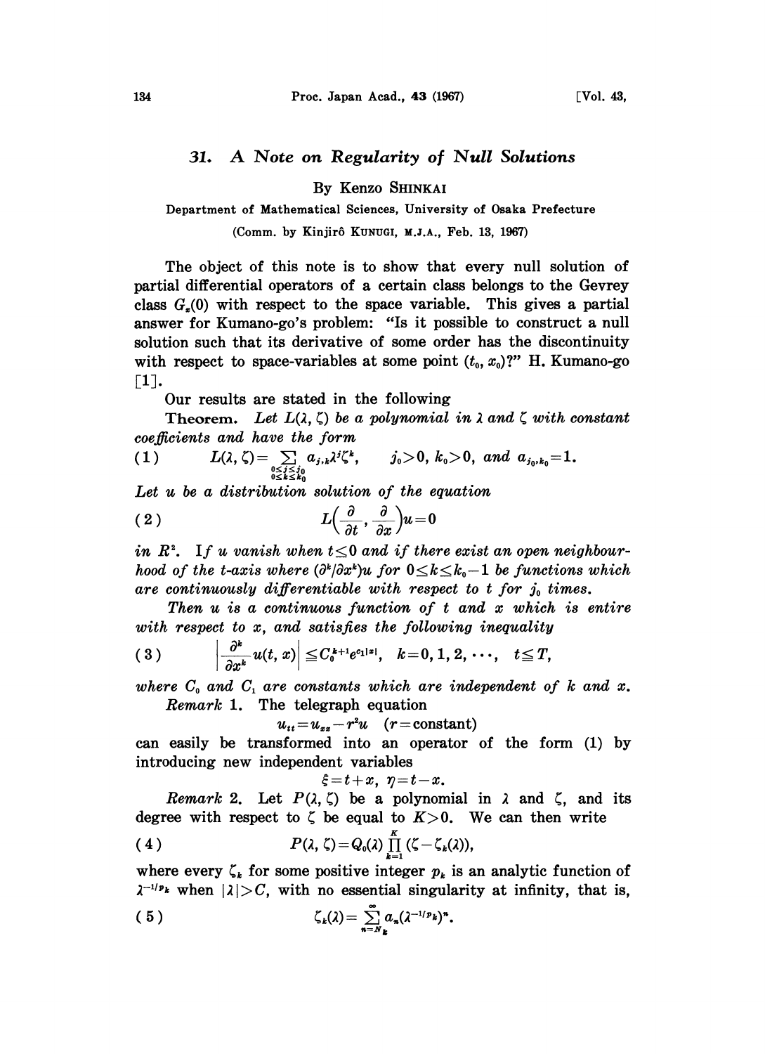# 31. A Note on Regularity of Null Solutions

By Kenzo SHINKAI

Department of Mathematical Sciences, University of Osaka Prefecture

(Comm. by Kinjirô KUNUGI, M.J.A., Feb. 13, 1967)

The object of this note is to show that every null solution of partial differential operators of a certain class belongs to the Gevrey class $G_x(0)$ with respect to the space variable. This gives a partial answer for Kumano-go's problem: "Is it possible to construct a null solution such that its derivative of some order has the discontinuity with respect to space-variables at some point $(t_0, x_0)$?" H. Kumano-go [1].

Our results are stated in the following

**Theorem.** *Let $L(\lambda, \zeta)$ be a polynomial in $\lambda$ and $\zeta$ with constant coefficients and have the form*

$$(1)\qquad L(\lambda, \zeta) = \sum_{\substack{0 \leq j \leq j_0 \\ 0 \leq k \leq k_0}} a_{j,k} \lambda^j \zeta^k, \qquad j_0 > 0,\ k_0 > 0,\ \text{and}\ a_{j_0,k_0} = 1.$$

*Let $u$ be a distribution solution of the equation*

$$(2)\qquad L\left(\frac{\partial}{\partial t}, \frac{\partial}{\partial x}\right) u = 0$$

*in $R^2$. If $u$ vanish when $t \leq 0$ and if there exist an open neighbourhood of the t-axis where $(\partial^k/\partial x^k)u$ for $0 \leq k \leq k_0 - 1$ be functions which are continuously differentiable with respect to $t$ for $j_0$ times.*

*Then $u$ is a continuous function of $t$ and $x$ which is entire with respect to $x$, and satisfies the following inequality*

$$(3)\qquad \left|\frac{\partial^k}{\partial x^k} u(t, x)\right| \leq C_0^{k+1} e^{c_1 |x|}, \quad k = 0, 1, 2, \cdots, \quad t \leq T,$$

*where $C_0$ and $C_1$ are constants which are independent of $k$ and $x$.*

*Remark* 1. The telegraph equation

$$u_{tt} = u_{xx} - r^2 u \quad (r = \text{constant})$$

can easily be transformed into an operator of the form (1) by introducing new independent variables

$$\xi = t + x,\ \eta = t - x.$$

*Remark* 2. Let $P(\lambda, \zeta)$ be a polynomial in $\lambda$ and $\zeta$, and its degree with respect to $\zeta$ be equal to $K > 0$. We can then write

$$(4)\qquad P(\lambda, \zeta) = Q_0(\lambda) \prod_{k=1}^{K} (\zeta - \zeta_k(\lambda)),$$

where every $\zeta_k$ for some positive integer $p_k$ is an analytic function of $\lambda^{-1/p_k}$ when $|\lambda| > C$, with no essential singularity at infinity, that is,

$$(5)\qquad \zeta_k(\lambda) = \sum_{n=N_k}^{\infty} a_n (\lambda^{-1/p_k})^n.$$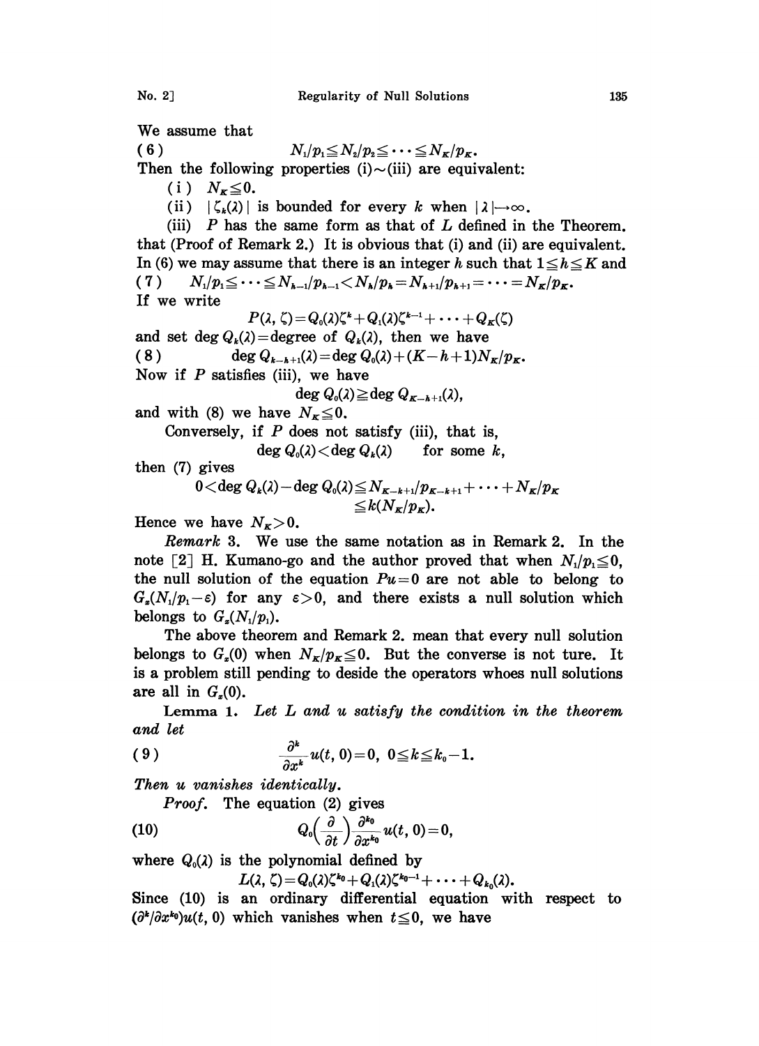We assume that

$$(6) \qquad N_1/p_1 \leqq N_2/p_2 \leqq \cdots \leqq N_K/p_K.$$

Then the following properties (i)~(iii) are equivalent:

(i) $N_K \leqq 0$.

(ii) $|\zeta_k(\lambda)|$ is bounded for every $k$ when $|\lambda| \to \infty$.

(iii) $P$ has the same form as that of $L$ defined in the Theorem. that (Proof of Remark 2.) It is obvious that (i) and (ii) are equivalent. In (6) we may assume that there is an integer $h$ such that $1 \leqq h \leqq K$ and

$$(7) \qquad N_1/p_1 \leqq \cdots \leqq N_{h-1}/p_{h-1} < N_h/p_h = N_{h+1}/p_{h+1} = \cdots = N_K/p_K.$$

If we write

$$P(\lambda, \zeta) = Q_0(\lambda)\zeta^k + Q_1(\lambda)\zeta^{k-1} + \cdots + Q_K(\zeta)$$

and set $\deg Q_k(\lambda) =$ degree of $Q_k(\lambda)$, then we have

$$(8) \qquad \deg Q_{k-h+1}(\lambda) = \deg Q_0(\lambda) + (K-h+1)N_K/p_K.$$

Now if $P$ satisfies (iii), we have

$$\deg Q_0(\lambda) \geqq \deg Q_{K-h+1}(\lambda),$$

and with (8) we have $N_K \leqq 0$.

Conversely, if $P$ does not satisfy (iii), that is,

$$\deg Q_0(\lambda) < \deg Q_k(\lambda) \qquad \text{for some } k,$$

then (7) gives

$$0 < \deg Q_k(\lambda) - \deg Q_0(\lambda) \leqq N_{K-k+1}/p_{K-k+1} + \cdots + N_K/p_K \leqq k(N_K/p_K).$$

Hence we have $N_K > 0$.

*Remark* 3. We use the same notation as in Remark 2. In the note [2] H. Kumano-go and the author proved that when $N_1/p_1 \leqq 0$, the null solution of the equation $Pu=0$ are not able to belong to $G_x(N_1/p_1 - \varepsilon)$ for any $\varepsilon > 0$, and there exists a null solution which belongs to $G_x(N_1/p_1)$.

The above theorem and Remark 2. mean that every null solution belongs to $G_x(0)$ when $N_K/p_K \leqq 0$. But the converse is not ture. It is a problem still pending to deside the operators whoes null solutions are all in $G_x(0)$.

**Lemma 1.** *Let $L$ and $u$ satisfy the condition in the theorem and let*

$$(9) \qquad \frac{\partial^k}{\partial x^k} u(t, 0) = 0, \quad 0 \leqq k \leqq k_0 - 1.$$

*Then $u$ vanishes identically.*

*Proof.* The equation (2) gives

$$(10) \qquad Q_0\Big(\frac{\partial}{\partial t}\Big) \frac{\partial^{k_0}}{\partial x^{k_0}} u(t, 0) = 0,$$

where $Q_0(\lambda)$ is the polynomial defined by

$$L(\lambda, \zeta) = Q_0(\lambda)\zeta^{k_0} + Q_1(\lambda)\zeta^{k_0-1} + \cdots + Q_{k_0}(\lambda).$$

Since (10) is an ordinary differential equation with respect to $(\partial^k/\partial x^{k_0})u(t, 0)$ which vanishes when $t \leqq 0$, we have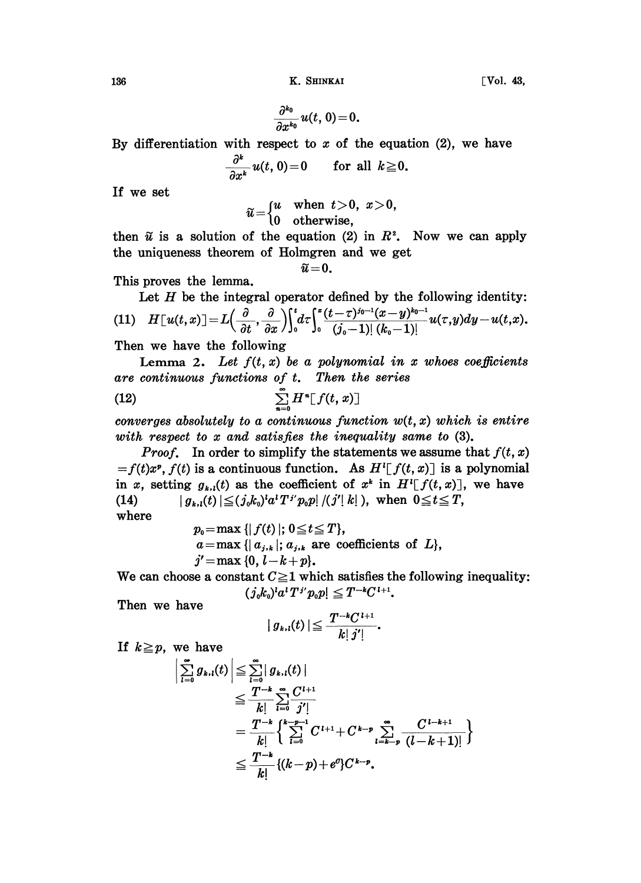$$\frac{\partial^{k_0}}{\partial x^{k_0}} u(t, 0) = 0.$$

By differentiation with respect to $x$ of the equation (2), we have

$$\frac{\partial^k}{\partial x^k} u(t, 0) = 0 \qquad \text{for all } k \geqq 0.$$

If we set

$$\tilde{u} = \begin{cases} u & \text{when } t>0,\ x>0, \\ 0 & \text{otherwise,} \end{cases}$$

then $\tilde{u}$ is a solution of the equation (2) in $R^2$. Now we can apply the uniqueness theorem of Holmgren and we get

$$\tilde{u} = 0.$$

This proves the lemma.

Let $H$ be the integral operator defined by the following identity:

$$\text{(11)} \quad H[u(t,x)] = L\left(\frac{\partial}{\partial t}, \frac{\partial}{\partial x}\right)\int_0^t d\tau \int_0^x \frac{(t-\tau)^{j_0-1}(x-y)^{k_0-1}}{(j_0-1)!\,(k_0-1)!} u(\tau, y) dy - u(t,x).$$

Then we have the following

**Lemma 2.** *Let $f(t,x)$ be a polynomial in $x$ whoes coefficients are continuous functions of $t$. Then the series*

$$\text{(12)} \qquad \sum_{n=0}^{\infty} H^n[f(t,x)]$$

*converges absolutely to a continuous function $w(t,x)$ which is entire with respect to $x$ and satisfies the inequality same to* (3).

*Proof.* In order to simplify the statements we assume that $f(t,x) = f(t)x^p$, $f(t)$ is a continuous function. As $H^l[f(t,x)]$ is a polynomial in $x$, setting $g_{k,l}(t)$ as the coefficient of $x^k$ in $H^l[f(t,x)]$, we have

(14) $\qquad |g_{k,l}(t)| \leqq (j_0 k_0)^l a^l T^{j'} p_0 p! / (j'!\, k!)$, when $0 \leqq t \leqq T$,

where

$$p_0 = \max\{|f(t)|;\ 0 \leqq t \leqq T\},$$
$$a = \max\{|a_{j,k}|;\ a_{j,k} \text{ are coefficients of } L\},$$
$$j' = \max\{0,\ l-k+p\}.$$

We can choose a constant $C \geqq 1$ which satisfies the following inequality:

$$(j_0 k_0)^l a^l T^{j'} p_0 p! \leqq T^{-k} C^{l+1}.$$

Then we have

$$|g_{k,l}(t)| \leqq \frac{T^{-k} C^{l+1}}{k!\, j'!}.$$

If $k \geqq p$, we have

$$\begin{aligned}
\left|\sum_{l=0}^{\infty} g_{k,l}(t)\right| &\leqq \sum_{l=0}^{\infty} |g_{k,l}(t)| \\
&\leqq \frac{T^{-k}}{k!} \sum_{l=0}^{\infty} \frac{C^{l+1}}{j'!} \\
&= \frac{T^{-k}}{k!} \left\{ \sum_{l=0}^{k-p-1} C^{l+1} + C^{k-p} \sum_{l=k-p}^{\infty} \frac{C^{l-k+1}}{(l-k+1)!} \right\} \\
&\leqq \frac{T^{-k}}{k!} \{(k-p) + e^C\} C^{k-p}.
\end{aligned}$$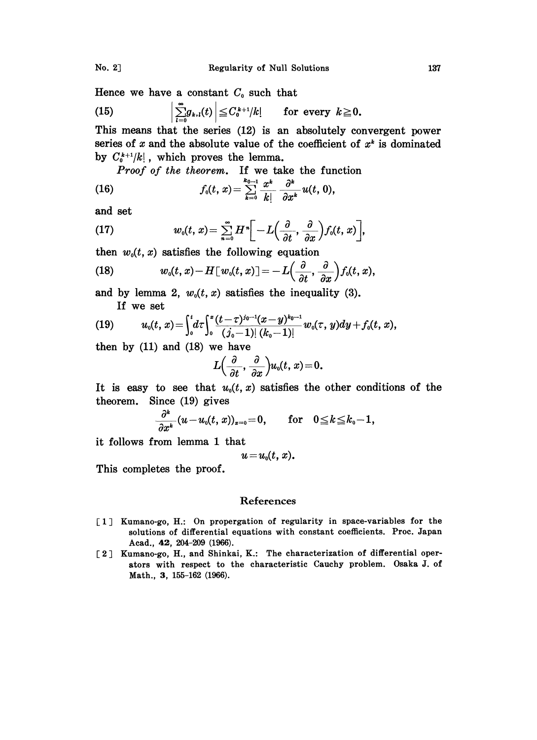Hence we have a constant $C_0$ such that

$$\left|\sum_{l=0}^{\infty} g_{k,l}(t)\right| \leqq C_0^{k+1}/k! \qquad \text{for every } k \geqq 0. \tag{15}$$

This means that the series (12) is an absolutely convergent power series of $x$ and the absolute value of the coefficient of $x^k$ is dominated by $C_0^{k+1}/k!$, which proves the lemma.

*Proof of the theorem.* If we take the function

$$f_0(t, x) = \sum_{k=0}^{k_0-1} \frac{x^k}{k!} \frac{\partial^k}{\partial x^k} u(t, 0), \tag{16}$$

and set

$$w_0(t, x) = \sum_{n=0}^{\infty} H^n\left[-L\left(\frac{\partial}{\partial t}, \frac{\partial}{\partial x}\right) f_0(t, x)\right], \tag{17}$$

then $w_0(t, x)$ satisfies the following equation

$$w_0(t, x) - H[w_0(t, x)] = -L\left(\frac{\partial}{\partial t}, \frac{\partial}{\partial x}\right) f_0(t, x), \tag{18}$$

and by lemma 2, $w_0(t, x)$ satisfies the inequality (3).

If we set

$$u_0(t, x) = \int_0^t d\tau \int_0^x \frac{(t-\tau)^{j_0-1}(x-y)^{k_0-1}}{(j_0-1)!\,(k_0-1)!} w_0(\tau, y)\, dy + f_0(t, x), \tag{19}$$

then by (11) and (18) we have

$$L\left(\frac{\partial}{\partial t}, \frac{\partial}{\partial x}\right) u_0(t, x) = 0.$$

It is easy to see that $u_0(t, x)$ satisfies the other conditions of the theorem. Since (19) gives

$$\frac{\partial^k}{\partial x^k}(u - u_0(t, x))_{x=0} = 0, \qquad \text{for} \quad 0 \leqq k \leqq k_0 - 1,$$

it follows from lemma 1 that

$$u = u_0(t, x).$$

This completes the proof.

## References

[1] Kumano-go, H.: On propergation of regularity in space-variables for the solutions of differential equations with constant coefficients. Proc. Japan Acad., **42**, 204–209 (1966).

[2] Kumano-go, H., and Shinkai, K.: The characterization of differential operators with respect to the characteristic Cauchy problem. Osaka J. of Math., **3**, 155–162 (1966).